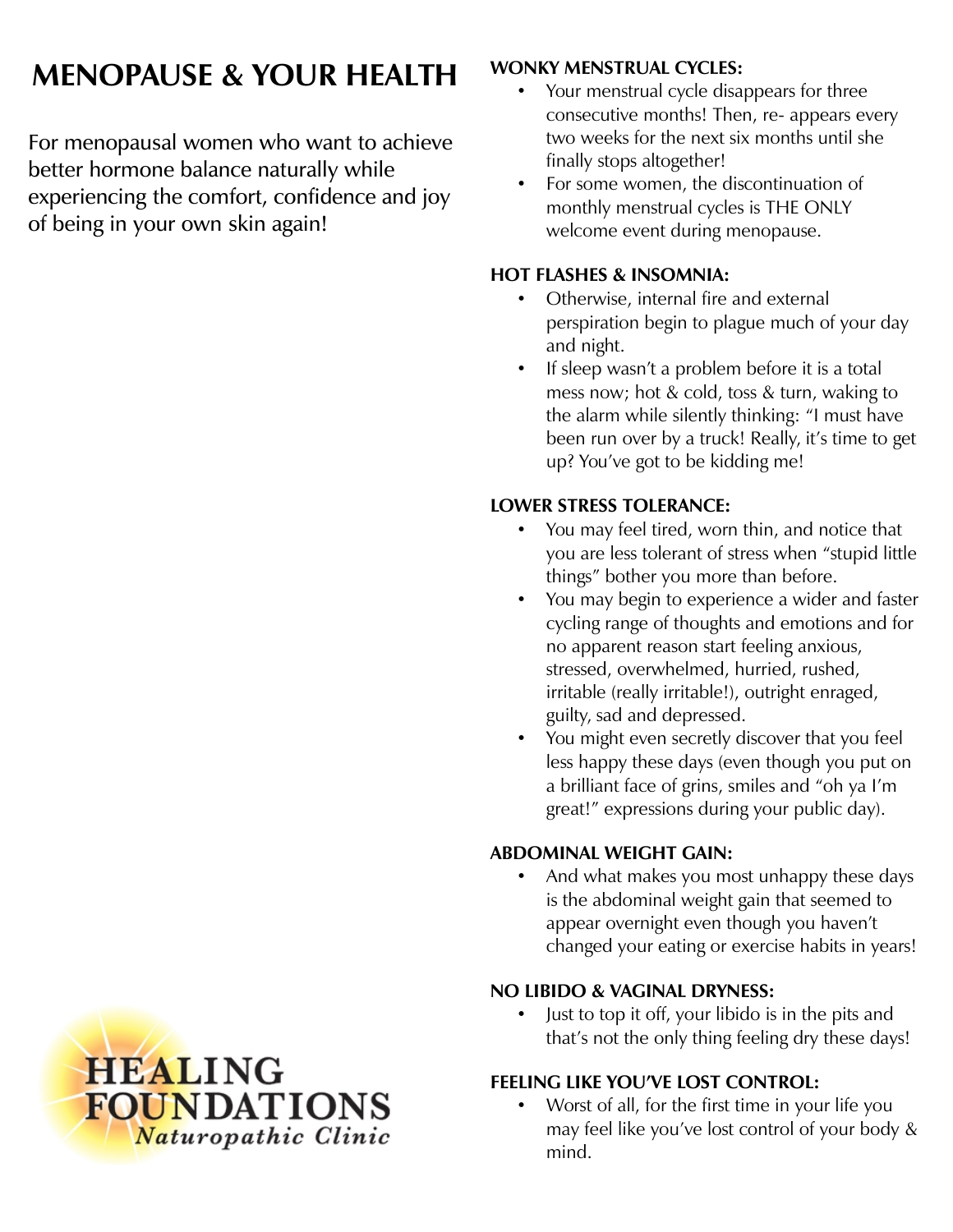# MENOPAUSE & YOUR HEALTH

For menopausal women who want to achieve better hormone balance naturally while experiencing the comfort, confidence and joy of being in your own skin again!

HEALING FOUNDATIONS
*Naturopathic Clinic*

**WONKY MENSTRUAL CYCLES:**

- Your menstrual cycle disappears for three consecutive months! Then, re- appears every two weeks for the next six months until she finally stops altogether!
- For some women, the discontinuation of monthly menstrual cycles is THE ONLY welcome event during menopause.

**HOT FLASHES & INSOMNIA:**

- Otherwise, internal fire and external perspiration begin to plague much of your day and night.
- If sleep wasn't a problem before it is a total mess now; hot & cold, toss & turn, waking to the alarm while silently thinking: "I must have been run over by a truck! Really, it's time to get up? You've got to be kidding me!

**LOWER STRESS TOLERANCE:**

- You may feel tired, worn thin, and notice that you are less tolerant of stress when "stupid little things" bother you more than before.
- You may begin to experience a wider and faster cycling range of thoughts and emotions and for no apparent reason start feeling anxious, stressed, overwhelmed, hurried, rushed, irritable (really irritable!), outright enraged, guilty, sad and depressed.
- You might even secretly discover that you feel less happy these days (even though you put on a brilliant face of grins, smiles and "oh ya I'm great!" expressions during your public day).

**ABDOMINAL WEIGHT GAIN:**

- And what makes you most unhappy these days is the abdominal weight gain that seemed to appear overnight even though you haven't changed your eating or exercise habits in years!

**NO LIBIDO & VAGINAL DRYNESS:**

- Just to top it off, your libido is in the pits and that's not the only thing feeling dry these days!

**FEELING LIKE YOU'VE LOST CONTROL:**

- Worst of all, for the first time in your life you may feel like you've lost control of your body & mind.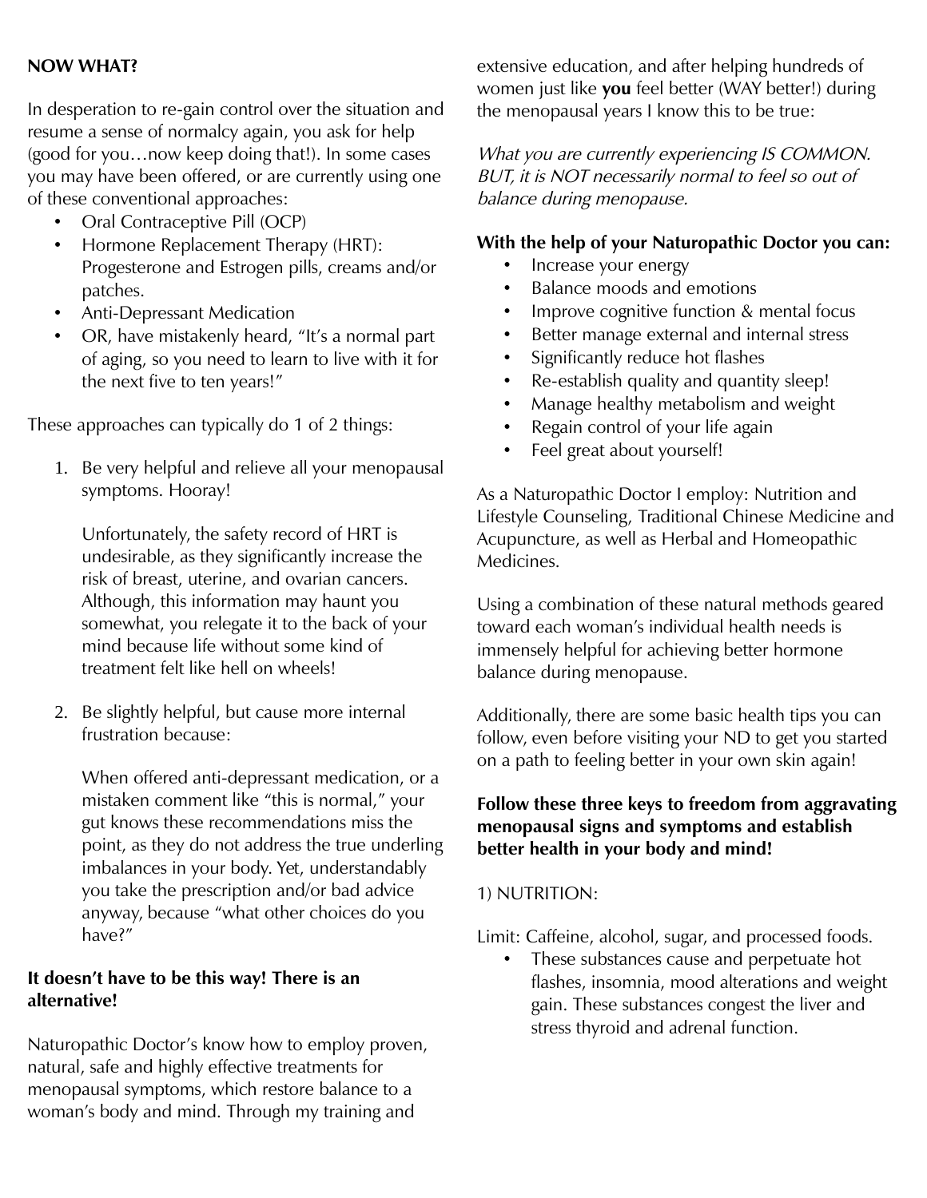**NOW WHAT?**

In desperation to re-gain control over the situation and resume a sense of normalcy again, you ask for help (good for you…now keep doing that!). In some cases you may have been offered, or are currently using one of these conventional approaches:

- Oral Contraceptive Pill (OCP)
- Hormone Replacement Therapy (HRT): Progesterone and Estrogen pills, creams and/or patches.
- Anti-Depressant Medication
- OR, have mistakenly heard, "It's a normal part of aging, so you need to learn to live with it for the next five to ten years!"

These approaches can typically do 1 of 2 things:

1. Be very helpful and relieve all your menopausal symptoms. Hooray!

   Unfortunately, the safety record of HRT is undesirable, as they significantly increase the risk of breast, uterine, and ovarian cancers. Although, this information may haunt you somewhat, you relegate it to the back of your mind because life without some kind of treatment felt like hell on wheels!

2. Be slightly helpful, but cause more internal frustration because:

   When offered anti-depressant medication, or a mistaken comment like "this is normal," your gut knows these recommendations miss the point, as they do not address the true underling imbalances in your body. Yet, understandably you take the prescription and/or bad advice anyway, because "what other choices do you have?"

**It doesn't have to be this way! There is an alternative!**

Naturopathic Doctor's know how to employ proven, natural, safe and highly effective treatments for menopausal symptoms, which restore balance to a woman's body and mind. Through my training and extensive education, and after helping hundreds of women just like **you** feel better (WAY better!) during the menopausal years I know this to be true:

*What you are currently experiencing IS COMMON. BUT, it is NOT necessarily normal to feel so out of balance during menopause.*

**With the help of your Naturopathic Doctor you can:**

- Increase your energy
- Balance moods and emotions
- Improve cognitive function & mental focus
- Better manage external and internal stress
- Significantly reduce hot flashes
- Re-establish quality and quantity sleep!
- Manage healthy metabolism and weight
- Regain control of your life again
- Feel great about yourself!

As a Naturopathic Doctor I employ: Nutrition and Lifestyle Counseling, Traditional Chinese Medicine and Acupuncture, as well as Herbal and Homeopathic Medicines.

Using a combination of these natural methods geared toward each woman's individual health needs is immensely helpful for achieving better hormone balance during menopause.

Additionally, there are some basic health tips you can follow, even before visiting your ND to get you started on a path to feeling better in your own skin again!

**Follow these three keys to freedom from aggravating menopausal signs and symptoms and establish better health in your body and mind!**

1) NUTRITION:

Limit: Caffeine, alcohol, sugar, and processed foods.

- These substances cause and perpetuate hot flashes, insomnia, mood alterations and weight gain. These substances congest the liver and stress thyroid and adrenal function.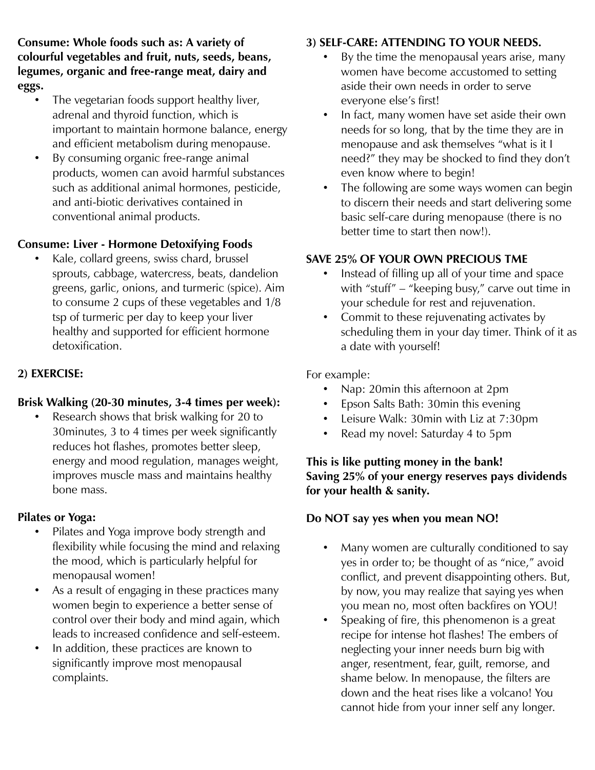**Consume: Whole foods such as: A variety of colourful vegetables and fruit, nuts, seeds, beans, legumes, organic and free-range meat, dairy and eggs.**

- The vegetarian foods support healthy liver, adrenal and thyroid function, which is important to maintain hormone balance, energy and efficient metabolism during menopause.
- By consuming organic free-range animal products, women can avoid harmful substances such as additional animal hormones, pesticide, and anti-biotic derivatives contained in conventional animal products.

**Consume: Liver - Hormone Detoxifying Foods**

- Kale, collard greens, swiss chard, brussel sprouts, cabbage, watercress, beats, dandelion greens, garlic, onions, and turmeric (spice). Aim to consume 2 cups of these vegetables and 1/8 tsp of turmeric per day to keep your liver healthy and supported for efficient hormone detoxification.

**2) EXERCISE:**

**Brisk Walking (20-30 minutes, 3-4 times per week):**

- Research shows that brisk walking for 20 to 30minutes, 3 to 4 times per week significantly reduces hot flashes, promotes better sleep, energy and mood regulation, manages weight, improves muscle mass and maintains healthy bone mass.

**Pilates or Yoga:**

- Pilates and Yoga improve body strength and flexibility while focusing the mind and relaxing the mood, which is particularly helpful for menopausal women!
- As a result of engaging in these practices many women begin to experience a better sense of control over their body and mind again, which leads to increased confidence and self-esteem.
- In addition, these practices are known to significantly improve most menopausal complaints.

**3) SELF-CARE: ATTENDING TO YOUR NEEDS.**

- By the time the menopausal years arise, many women have become accustomed to setting aside their own needs in order to serve everyone else's first!
- In fact, many women have set aside their own needs for so long, that by the time they are in menopause and ask themselves "what is it I need?" they may be shocked to find they don't even know where to begin!
- The following are some ways women can begin to discern their needs and start delivering some basic self-care during menopause (there is no better time to start then now!).

**SAVE 25% OF YOUR OWN PRECIOUS TME**

- Instead of filling up all of your time and space with "stuff" – "keeping busy," carve out time in your schedule for rest and rejuvenation.
- Commit to these rejuvenating activates by scheduling them in your day timer. Think of it as a date with yourself!

For example:

- Nap: 20min this afternoon at 2pm
- Epson Salts Bath: 30min this evening
- Leisure Walk: 30min with Liz at 7:30pm
- Read my novel: Saturday 4 to 5pm

**This is like putting money in the bank!**
**Saving 25% of your energy reserves pays dividends for your health & sanity.**

**Do NOT say yes when you mean NO!**

- Many women are culturally conditioned to say yes in order to; be thought of as "nice," avoid conflict, and prevent disappointing others. But, by now, you may realize that saying yes when you mean no, most often backfires on YOU!
- Speaking of fire, this phenomenon is a great recipe for intense hot flashes! The embers of neglecting your inner needs burn big with anger, resentment, fear, guilt, remorse, and shame below. In menopause, the filters are down and the heat rises like a volcano! You cannot hide from your inner self any longer.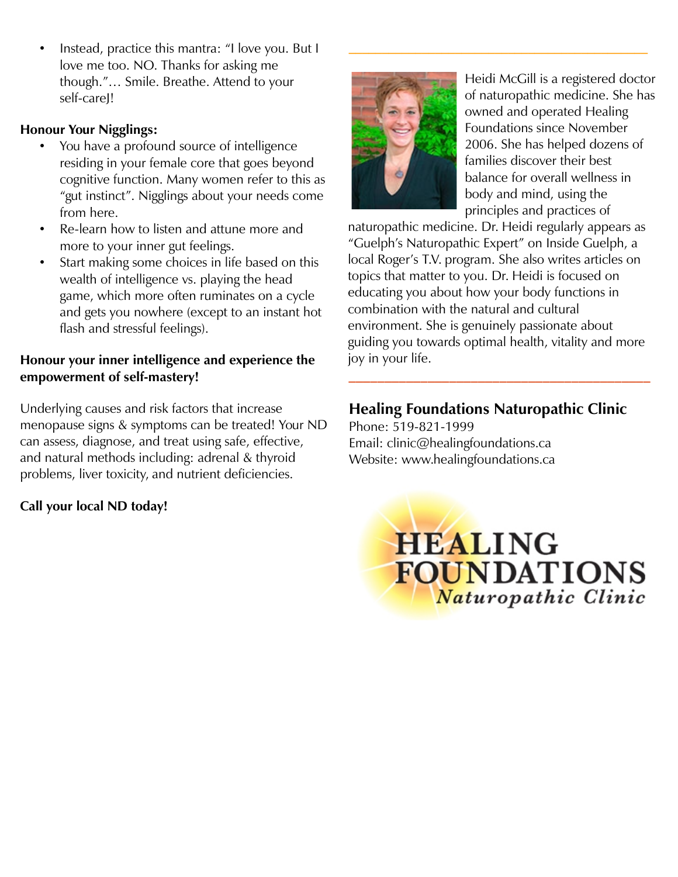- Instead, practice this mantra: "I love you. But I love me too. NO. Thanks for asking me though."… Smile. Breathe. Attend to your self-careJ!

**Honour Your Nigglings:**

- You have a profound source of intelligence residing in your female core that goes beyond cognitive function. Many women refer to this as "gut instinct". Nigglings about your needs come from here.
- Re-learn how to listen and attune more and more to your inner gut feelings.
- Start making some choices in life based on this wealth of intelligence vs. playing the head game, which more often ruminates on a cycle and gets you nowhere (except to an instant hot flash and stressful feelings).

**Honour your inner intelligence and experience the empowerment of self-mastery!**

Underlying causes and risk factors that increase menopause signs & symptoms can be treated! Your ND can assess, diagnose, and treat using safe, effective, and natural methods including: adrenal & thyroid problems, liver toxicity, and nutrient deficiencies.

**Call your local ND today!**

---

Heidi McGill is a registered doctor of naturopathic medicine. She has owned and operated Healing Foundations since November 2006. She has helped dozens of families discover their best balance for overall wellness in body and mind, using the principles and practices of naturopathic medicine. Dr. Heidi regularly appears as "Guelph's Naturopathic Expert" on Inside Guelph, a local Roger's T.V. program. She also writes articles on topics that matter to you. Dr. Heidi is focused on educating you about how your body functions in combination with the natural and cultural environment. She is genuinely passionate about guiding you towards optimal health, vitality and more joy in your life.

---

## Healing Foundations Naturopathic Clinic

Phone: 519-821-1999
Email: clinic@healingfoundations.ca
Website: www.healingfoundations.ca

HEALING FOUNDATIONS
*Naturopathic Clinic*